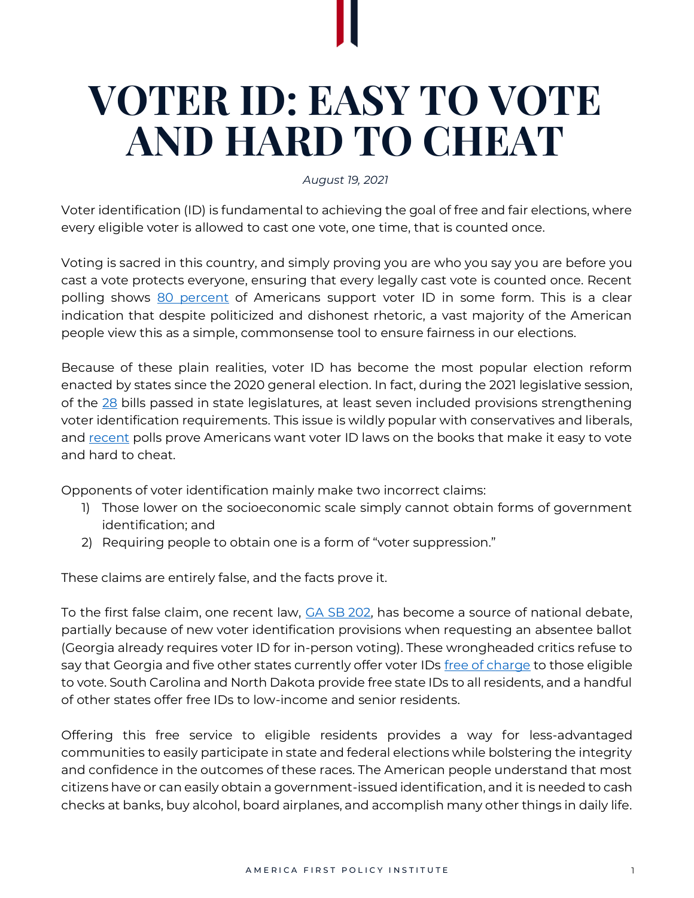# VOTER ID: EASY TO VOTE AND HARD TO CHEAT

*August 19, 2021*

Voter identification (ID) is fundamental to achieving the goal of free and fair elections, where every eligible voter is allowed to cast one vote, one time, that is counted once.

Voting is sacred in this country, and simply proving you are who you say you are before you cast a vote protects everyone, ensuring that every legally cast vote is counted once. Recent polling shows 80 percent of Americans support voter ID in some form. This is a clear indication that despite politicized and dishonest rhetoric, a vast majority of the American people view this as a simple, commonsense tool to ensure fairness in our elections.

Because of these plain realities, voter ID has become the most popular election reform enacted by states since the 2020 general election. In fact, during the 2021 legislative session, of the 28 bills passed in state legislatures, at least seven included provisions strengthening voter identification requirements. This issue is wildly popular with conservatives and liberals, and recent polls prove Americans want voter ID laws on the books that make it easy to vote and hard to cheat.

Opponents of voter identification mainly make two incorrect claims:

1) Those lower on the socioeconomic scale simply cannot obtain forms of government identification; and
2) Requiring people to obtain one is a form of "voter suppression."

These claims are entirely false, and the facts prove it.

To the first false claim, one recent law, GA SB 202, has become a source of national debate, partially because of new voter identification provisions when requesting an absentee ballot (Georgia already requires voter ID for in-person voting). These wrongheaded critics refuse to say that Georgia and five other states currently offer voter IDs free of charge to those eligible to vote. South Carolina and North Dakota provide free state IDs to all residents, and a handful of other states offer free IDs to low-income and senior residents.

Offering this free service to eligible residents provides a way for less-advantaged communities to easily participate in state and federal elections while bolstering the integrity and confidence in the outcomes of these races. The American people understand that most citizens have or can easily obtain a government-issued identification, and it is needed to cash checks at banks, buy alcohol, board airplanes, and accomplish many other things in daily life.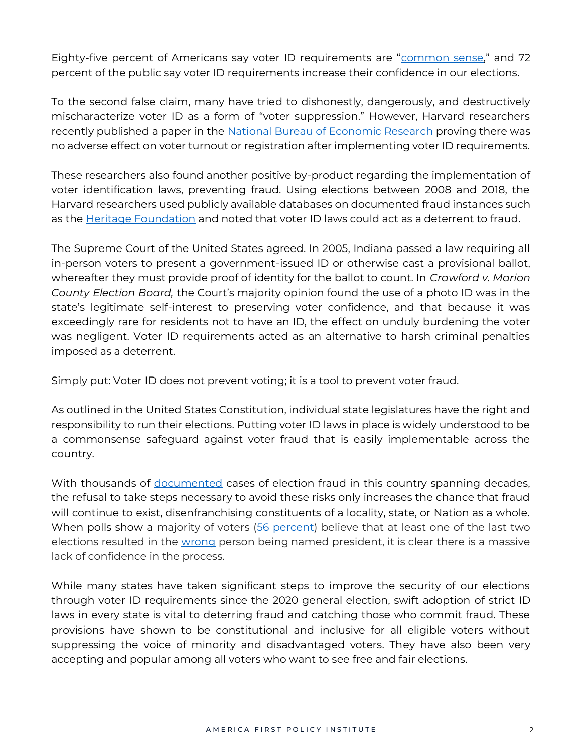Eighty-five percent of Americans say voter ID requirements are "common sense," and 72 percent of the public say voter ID requirements increase their confidence in our elections.

To the second false claim, many have tried to dishonestly, dangerously, and destructively mischaracterize voter ID as a form of "voter suppression." However, Harvard researchers recently published a paper in the National Bureau of Economic Research proving there was no adverse effect on voter turnout or registration after implementing voter ID requirements.

These researchers also found another positive by-product regarding the implementation of voter identification laws, preventing fraud. Using elections between 2008 and 2018, the Harvard researchers used publicly available databases on documented fraud instances such as the Heritage Foundation and noted that voter ID laws could act as a deterrent to fraud.

The Supreme Court of the United States agreed. In 2005, Indiana passed a law requiring all in-person voters to present a government-issued ID or otherwise cast a provisional ballot, whereafter they must provide proof of identity for the ballot to count. In *Crawford v. Marion County Election Board,* the Court's majority opinion found the use of a photo ID was in the state's legitimate self-interest to preserving voter confidence, and that because it was exceedingly rare for residents not to have an ID, the effect on unduly burdening the voter was negligent. Voter ID requirements acted as an alternative to harsh criminal penalties imposed as a deterrent.

Simply put: Voter ID does not prevent voting; it is a tool to prevent voter fraud.

As outlined in the United States Constitution, individual state legislatures have the right and responsibility to run their elections. Putting voter ID laws in place is widely understood to be a commonsense safeguard against voter fraud that is easily implementable across the country.

With thousands of documented cases of election fraud in this country spanning decades, the refusal to take steps necessary to avoid these risks only increases the chance that fraud will continue to exist, disenfranchising constituents of a locality, state, or Nation as a whole. When polls show a majority of voters (56 percent) believe that at least one of the last two elections resulted in the wrong person being named president, it is clear there is a massive lack of confidence in the process.

While many states have taken significant steps to improve the security of our elections through voter ID requirements since the 2020 general election, swift adoption of strict ID laws in every state is vital to deterring fraud and catching those who commit fraud. These provisions have shown to be constitutional and inclusive for all eligible voters without suppressing the voice of minority and disadvantaged voters. They have also been very accepting and popular among all voters who want to see free and fair elections.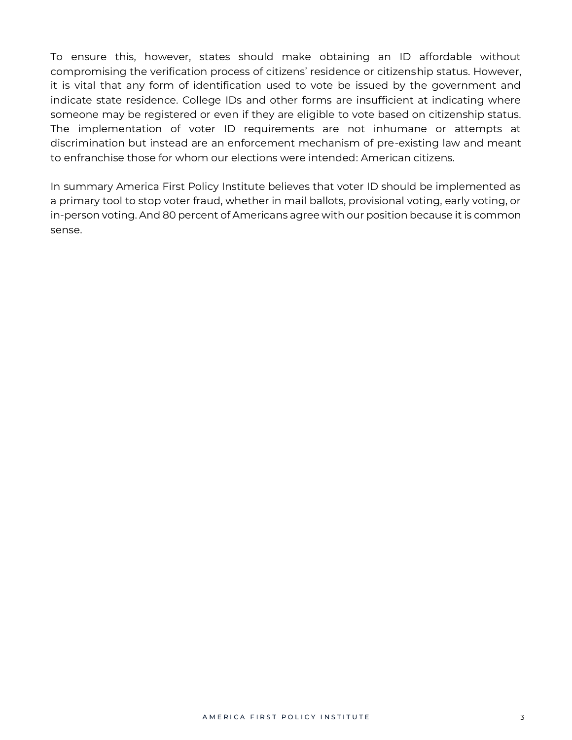To ensure this, however, states should make obtaining an ID affordable without compromising the verification process of citizens' residence or citizenship status. However, it is vital that any form of identification used to vote be issued by the government and indicate state residence. College IDs and other forms are insufficient at indicating where someone may be registered or even if they are eligible to vote based on citizenship status. The implementation of voter ID requirements are not inhumane or attempts at discrimination but instead are an enforcement mechanism of pre-existing law and meant to enfranchise those for whom our elections were intended: American citizens.

In summary America First Policy Institute believes that voter ID should be implemented as a primary tool to stop voter fraud, whether in mail ballots, provisional voting, early voting, or in-person voting. And 80 percent of Americans agree with our position because it is common sense.